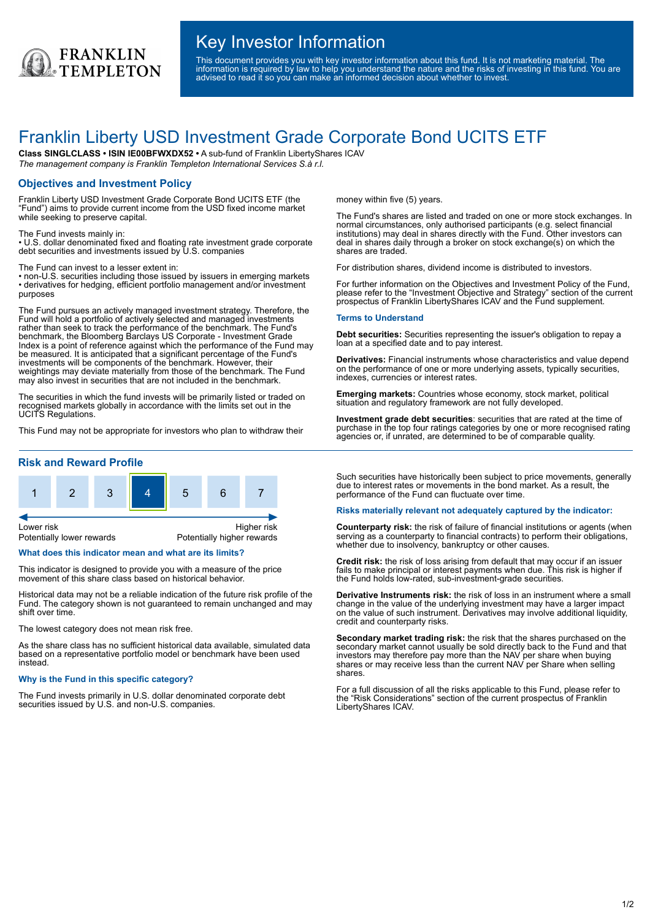# Key Investor Information

This document provides you with key investor information about this fund. It is not marketing material. The information is required by law to help you understand the nature and the risks of investing in this fund. You are advised to read it so you can make an informed decision about whether to invest.

# Franklin Liberty USD Investment Grade Corporate Bond UCITS ETF

**Class SINGLCLASS • ISIN IE00BFWXDX52 •** A sub-fund of Franklin LibertyShares ICAV

*The management company is Franklin Templeton International Services S.à r.l.*

## Objectives and Investment Policy

Franklin Liberty USD Investment Grade Corporate Bond UCITS ETF (the "Fund") aims to provide current income from the USD fixed income market while seeking to preserve capital.

The Fund invests mainly in:
- U.S. dollar denominated fixed and floating rate investment grade corporate debt securities and investments issued by U.S. companies

The Fund can invest to a lesser extent in:
- non-U.S. securities including those issued by issuers in emerging markets
- derivatives for hedging, efficient portfolio management and/or investment purposes

The Fund pursues an actively managed investment strategy. Therefore, the Fund will hold a portfolio of actively selected and managed investments rather than seek to track the performance of the benchmark. The Fund's benchmark, the Bloomberg Barclays US Corporate - Investment Grade Index is a point of reference against which the performance of the Fund may be measured. It is anticipated that a significant percentage of the Fund's investments will be components of the benchmark. However, their weightings may deviate materially from those of the benchmark. The Fund may also invest in securities that are not included in the benchmark.

The securities in which the fund invests will be primarily listed or traded on recognised markets globally in accordance with the limits set out in the UCITS Regulations.

This Fund may not be appropriate for investors who plan to withdraw their money within five (5) years.

The Fund's shares are listed and traded on one or more stock exchanges. In normal circumstances, only authorised participants (e.g. select financial institutions) may deal in shares directly with the Fund. Other investors can deal in shares daily through a broker on stock exchange(s) on which the shares are traded.

For distribution shares, dividend income is distributed to investors.

For further information on the Objectives and Investment Policy of the Fund, please refer to the "Investment Objective and Strategy" section of the current prospectus of Franklin LibertyShares ICAV and the Fund supplement.

### Terms to Understand

**Debt securities:** Securities representing the issuer's obligation to repay a loan at a specified date and to pay interest.

**Derivatives:** Financial instruments whose characteristics and value depend on the performance of one or more underlying assets, typically securities, indexes, currencies or interest rates.

**Emerging markets:** Countries whose economy, stock market, political situation and regulatory framework are not fully developed.

**Investment grade debt securities**: securities that are rated at the time of purchase in the top four ratings categories by one or more recognised rating agencies or, if unrated, are determined to be of comparable quality.

## Risk and Reward Profile

| 1 | 2 | 3 | **4** | 5 | 6 | 7 |
|---|---|---|---|---|---|---|

Lower risk — Potentially lower rewards | Higher risk — Potentially higher rewards

### What does this indicator mean and what are its limits?

This indicator is designed to provide you with a measure of the price movement of this share class based on historical behavior.

Historical data may not be a reliable indication of the future risk profile of the Fund. The category shown is not guaranteed to remain unchanged and may shift over time.

The lowest category does not mean risk free.

As the share class has no sufficient historical data available, simulated data based on a representative portfolio model or benchmark have been used instead.

### Why is the Fund in this specific category?

The Fund invests primarily in U.S. dollar denominated corporate debt securities issued by U.S. and non-U.S. companies.

Such securities have historically been subject to price movements, generally due to interest rates or movements in the bond market. As a result, the performance of the Fund can fluctuate over time.

### Risks materially relevant not adequately captured by the indicator:

**Counterparty risk:** the risk of failure of financial institutions or agents (when serving as a counterparty to financial contracts) to perform their obligations, whether due to insolvency, bankruptcy or other causes.

**Credit risk:** the risk of loss arising from default that may occur if an issuer fails to make principal or interest payments when due. This risk is higher if the Fund holds low-rated, sub-investment-grade securities.

**Derivative Instruments risk:** the risk of loss in an instrument where a small change in the value of the underlying investment may have a larger impact on the value of such instrument. Derivatives may involve additional liquidity, credit and counterparty risks.

**Secondary market trading risk:** the risk that the shares purchased on the secondary market cannot usually be sold directly back to the Fund and that investors may therefore pay more than the NAV per share when buying shares or may receive less than the current NAV per Share when selling shares.

For a full discussion of all the risks applicable to this Fund, please refer to the "Risk Considerations" section of the current prospectus of Franklin LibertyShares ICAV.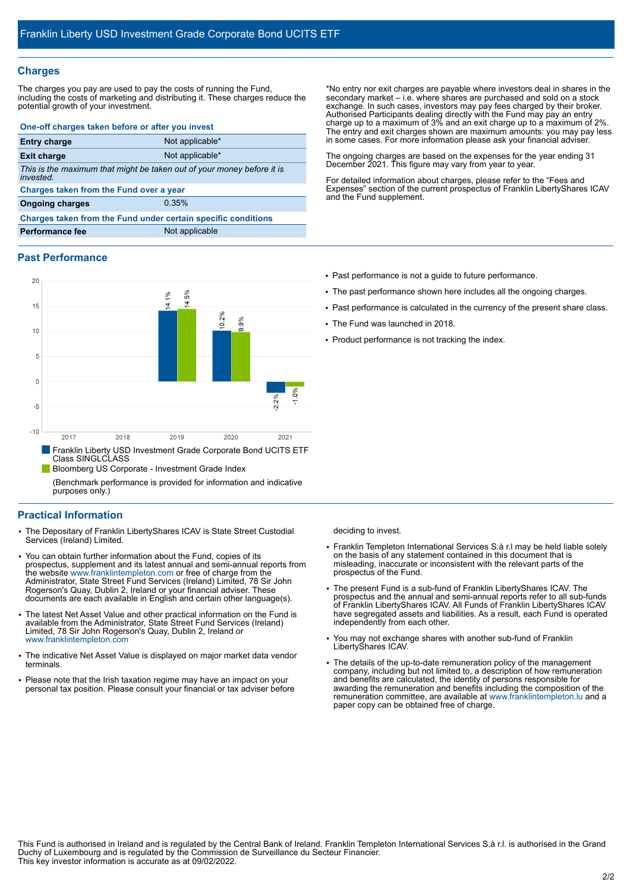# Franklin Liberty USD Investment Grade Corporate Bond UCITS ETF

## Charges

The charges you pay are used to pay the costs of running the Fund, including the costs of marketing and distributing it. These charges reduce the potential growth of your investment.

| One-off charges taken before or after you invest | |
|---|---|
| **Entry charge** | Not applicable* |
| **Exit charge** | Not applicable* |
| *This is the maximum that might be taken out of your money before it is invested.* | |
| **Charges taken from the Fund over a year** | |
| **Ongoing charges** | 0.35% |
| **Charges taken from the Fund under certain specific conditions** | |
| **Performance fee** | Not applicable |

*No entry nor exit charges are payable where investors deal in shares in the secondary market – i.e. where shares are purchased and sold on a stock exchange. In such cases, investors may pay fees charged by their broker. Authorised Participants dealing directly with the Fund may pay an entry charge up to a maximum of 3% and an exit charge up to a maximum of 2%. The entry and exit charges shown are maximum amounts: you may pay less in some cases. For more information please ask your financial adviser.

The ongoing charges are based on the expenses for the year ending 31 December 2021. This figure may vary from year to year.

For detailed information about charges, please refer to the "Fees and Expenses" section of the current prospectus of Franklin LibertyShares ICAV and the Fund supplement.

## Past Performance

20
15
10
5
0
-5
-10

2017 2018 2019 2020 2021

14.1% 14.5%
10.2% 9.9%
-2.2% -1.0%

Franklin Liberty USD Investment Grade Corporate Bond UCITS ETF Class SINGLCLASS
Bloomberg US Corporate - Investment Grade Index

(Benchmark performance is provided for information and indicative purposes only.)

- Past performance is not a guide to future performance.
- The past performance shown here includes all the ongoing charges.
- Past performance is calculated in the currency of the present share class.
- The Fund was launched in 2018.
- Product performance is not tracking the index.

## Practical Information

- The Depositary of Franklin LibertyShares ICAV is State Street Custodial Services (Ireland) Limited.
- You can obtain further information about the Fund, copies of its prospectus, supplement and its latest annual and semi-annual reports from the website www.franklintempleton.com or free of charge from the Administrator, State Street Fund Services (Ireland) Limited, 78 Sir John Rogerson's Quay, Dublin 2, Ireland or your financial adviser. These documents are each available in English and certain other language(s).
- The latest Net Asset Value and other practical information on the Fund is available from the Administrator, State Street Fund Services (Ireland) Limited, 78 Sir John Rogerson's Quay, Dublin 2, Ireland or www.franklintempleton.com
- The indicative Net Asset Value is displayed on major market data vendor terminals.
- Please note that the Irish taxation regime may have an impact on your personal tax position. Please consult your financial or tax adviser before deciding to invest.
- Franklin Templeton International Services S.à r.l may be held liable solely on the basis of any statement contained in this document that is misleading, inaccurate or inconsistent with the relevant parts of the prospectus of the Fund.
- The present Fund is a sub-fund of Franklin LibertyShares ICAV. The prospectus and the annual and semi-annual reports refer to all sub-funds of Franklin LibertyShares ICAV. All Funds of Franklin LibertyShares ICAV have segregated assets and liabilities. As a result, each Fund is operated independently from each other.
- You may not exchange shares with another sub-fund of Franklin LibertyShares ICAV.
- The details of the up-to-date remuneration policy of the management company, including but not limited to, a description of how remuneration and benefits are calculated, the identity of persons responsible for awarding the remuneration and benefits including the composition of the remuneration committee, are available at www.franklintempleton.lu and a paper copy can be obtained free of charge.

This Fund is authorised in Ireland and is regulated by the Central Bank of Ireland. Franklin Templeton International Services S.à r.l. is authorised in the Grand Duchy of Luxembourg and is regulated by the Commission de Surveillance du Secteur Financier.
This key investor information is accurate as at 09/02/2022.